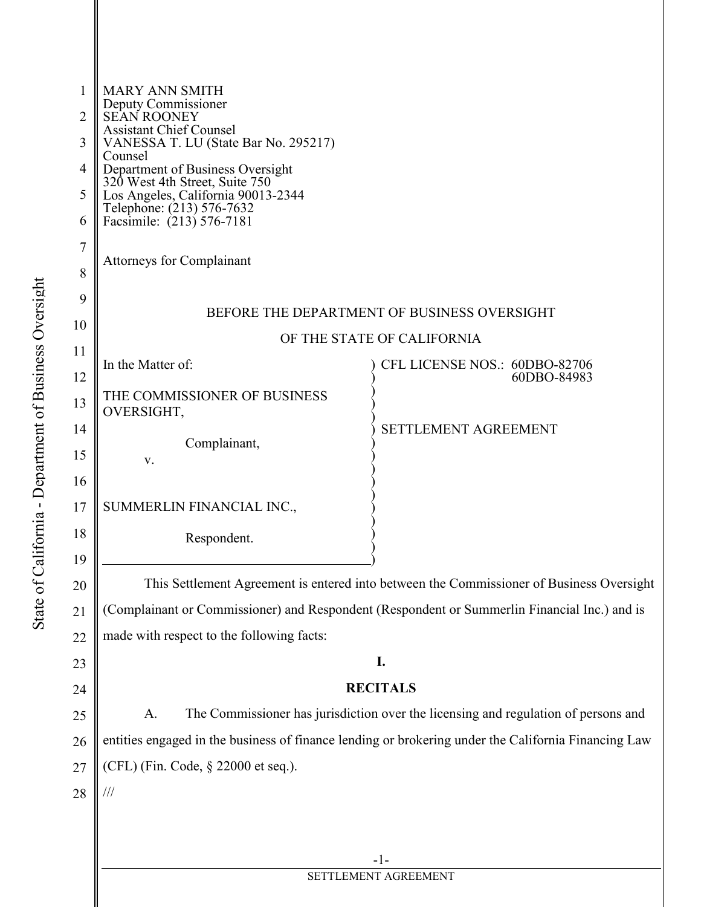MARY ANN SMITH
Deputy Commissioner
SEAN ROONEY
Assistant Chief Counsel
VANESSA T. LU (State Bar No. 295217)
Counsel
Department of Business Oversight
320 West 4th Street, Suite 750
Los Angeles, California 90013-2344
Telephone: (213) 576-7632
Facsimile: (213) 576-7181

Attorneys for Complainant

BEFORE THE DEPARTMENT OF BUSINESS OVERSIGHT

OF THE STATE OF CALIFORNIA

| | |
|---|---|
| In the Matter of:<br><br>THE COMMISSIONER OF BUSINESS OVERSIGHT,<br><br>Complainant,<br>v.<br><br>SUMMERLIN FINANCIAL INC.,<br><br>Respondent. | CFL LICENSE NOS.: 60DBO-82706<br>60DBO-84983<br><br>SETTLEMENT AGREEMENT |

This Settlement Agreement is entered into between the Commissioner of Business Oversight (Complainant or Commissioner) and Respondent (Respondent or Summerlin Financial Inc.) and is made with respect to the following facts:

## I.

## RECITALS

A. The Commissioner has jurisdiction over the licensing and regulation of persons and entities engaged in the business of finance lending or brokering under the California Financing Law (CFL) (Fin. Code, § 22000 et seq.).

///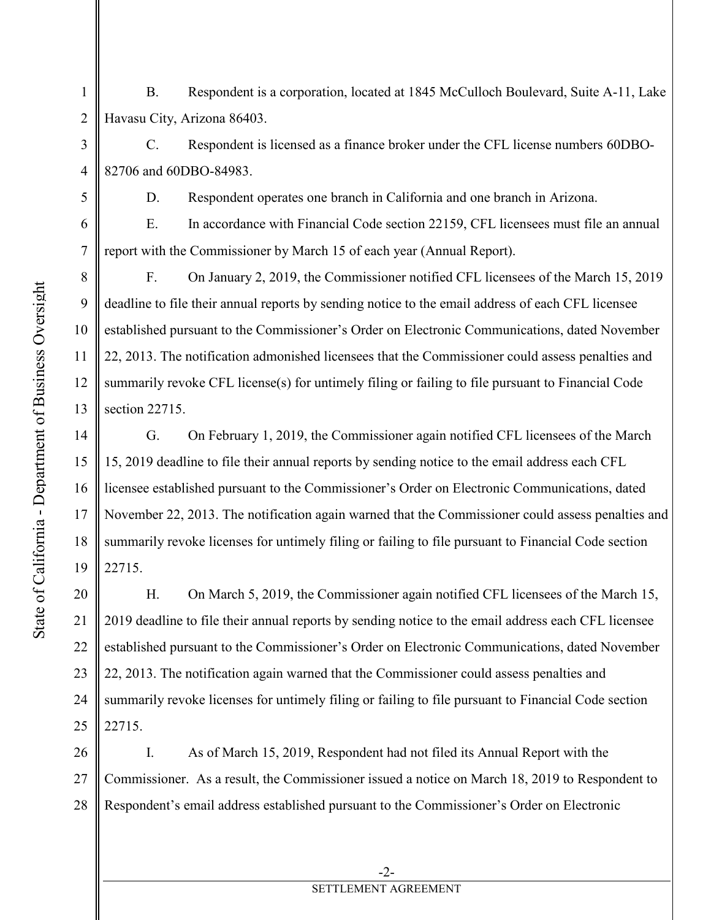B. Respondent is a corporation, located at 1845 McCulloch Boulevard, Suite A-11, Lake Havasu City, Arizona 86403.

C. Respondent is licensed as a finance broker under the CFL license numbers 60DBO-82706 and 60DBO-84983.

D. Respondent operates one branch in California and one branch in Arizona.

E. In accordance with Financial Code section 22159, CFL licensees must file an annual report with the Commissioner by March 15 of each year (Annual Report).

F. On January 2, 2019, the Commissioner notified CFL licensees of the March 15, 2019 deadline to file their annual reports by sending notice to the email address of each CFL licensee established pursuant to the Commissioner's Order on Electronic Communications, dated November 22, 2013. The notification admonished licensees that the Commissioner could assess penalties and summarily revoke CFL license(s) for untimely filing or failing to file pursuant to Financial Code section 22715.

G. On February 1, 2019, the Commissioner again notified CFL licensees of the March 15, 2019 deadline to file their annual reports by sending notice to the email address each CFL licensee established pursuant to the Commissioner's Order on Electronic Communications, dated November 22, 2013. The notification again warned that the Commissioner could assess penalties and summarily revoke licenses for untimely filing or failing to file pursuant to Financial Code section 22715.

H. On March 5, 2019, the Commissioner again notified CFL licensees of the March 15, 2019 deadline to file their annual reports by sending notice to the email address each CFL licensee established pursuant to the Commissioner's Order on Electronic Communications, dated November 22, 2013. The notification again warned that the Commissioner could assess penalties and summarily revoke licenses for untimely filing or failing to file pursuant to Financial Code section 22715.

I. As of March 15, 2019, Respondent had not filed its Annual Report with the Commissioner. As a result, the Commissioner issued a notice on March 18, 2019 to Respondent to Respondent's email address established pursuant to the Commissioner's Order on Electronic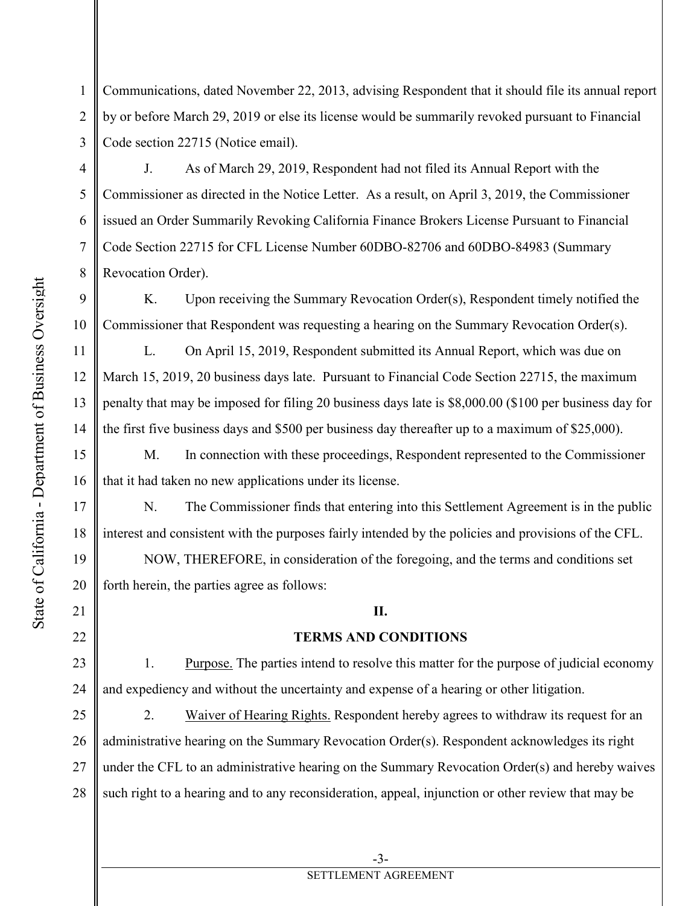Communications, dated November 22, 2013, advising Respondent that it should file its annual report by or before March 29, 2019 or else its license would be summarily revoked pursuant to Financial Code section 22715 (Notice email).

J. As of March 29, 2019, Respondent had not filed its Annual Report with the Commissioner as directed in the Notice Letter. As a result, on April 3, 2019, the Commissioner issued an Order Summarily Revoking California Finance Brokers License Pursuant to Financial Code Section 22715 for CFL License Number 60DBO-82706 and 60DBO-84983 (Summary Revocation Order).

K. Upon receiving the Summary Revocation Order(s), Respondent timely notified the Commissioner that Respondent was requesting a hearing on the Summary Revocation Order(s).

L. On April 15, 2019, Respondent submitted its Annual Report, which was due on March 15, 2019, 20 business days late. Pursuant to Financial Code Section 22715, the maximum penalty that may be imposed for filing 20 business days late is $8,000.00 ($100 per business day for the first five business days and $500 per business day thereafter up to a maximum of $25,000).

M. In connection with these proceedings, Respondent represented to the Commissioner that it had taken no new applications under its license.

N. The Commissioner finds that entering into this Settlement Agreement is in the public interest and consistent with the purposes fairly intended by the policies and provisions of the CFL.

NOW, THEREFORE, in consideration of the foregoing, and the terms and conditions set forth herein, the parties agree as follows:

**II.**

**TERMS AND CONDITIONS**

1. Purpose. The parties intend to resolve this matter for the purpose of judicial economy and expediency and without the uncertainty and expense of a hearing or other litigation.

2. Waiver of Hearing Rights. Respondent hereby agrees to withdraw its request for an administrative hearing on the Summary Revocation Order(s). Respondent acknowledges its right under the CFL to an administrative hearing on the Summary Revocation Order(s) and hereby waives such right to a hearing and to any reconsideration, appeal, injunction or other review that may be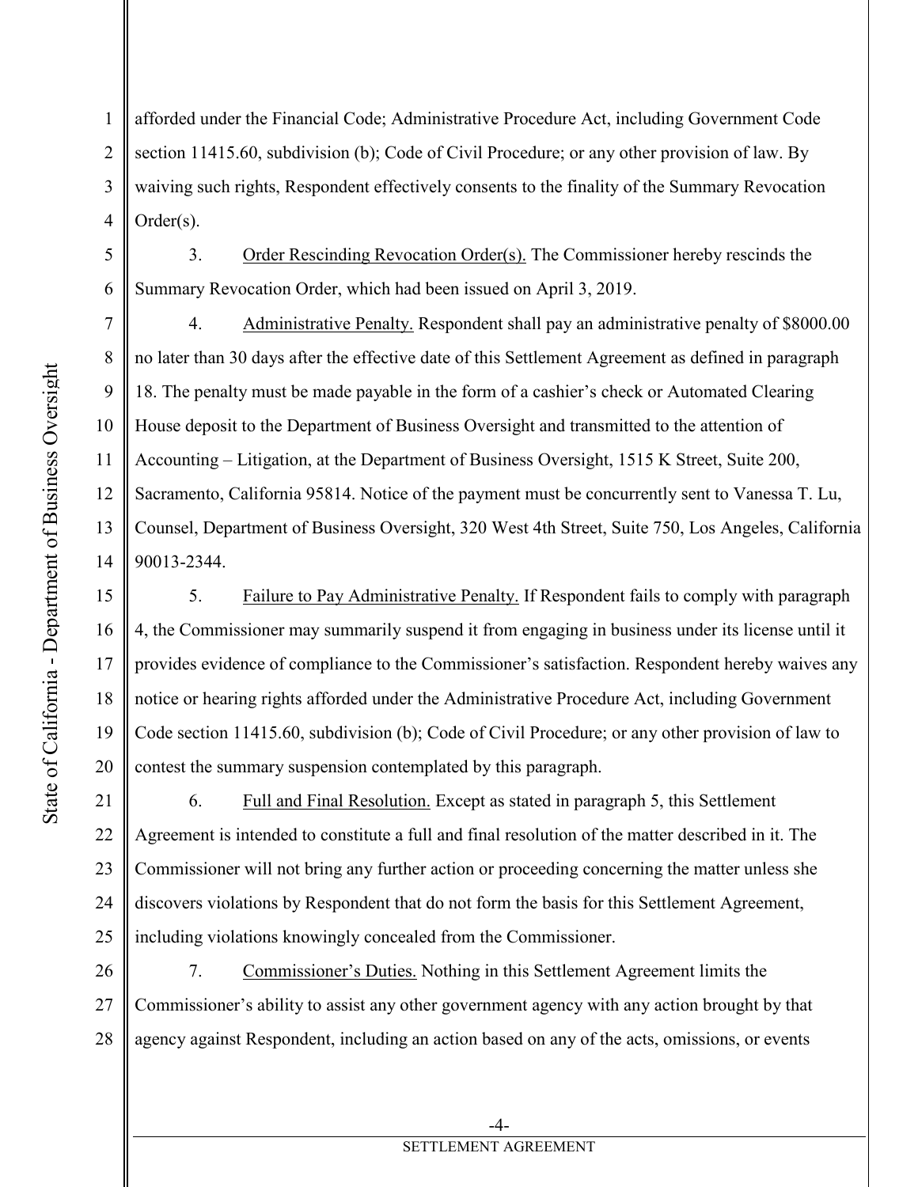afforded under the Financial Code; Administrative Procedure Act, including Government Code section 11415.60, subdivision (b); Code of Civil Procedure; or any other provision of law. By waiving such rights, Respondent effectively consents to the finality of the Summary Revocation Order(s).

3. Order Rescinding Revocation Order(s). The Commissioner hereby rescinds the Summary Revocation Order, which had been issued on April 3, 2019.

4. Administrative Penalty. Respondent shall pay an administrative penalty of $8000.00 no later than 30 days after the effective date of this Settlement Agreement as defined in paragraph 18. The penalty must be made payable in the form of a cashier's check or Automated Clearing House deposit to the Department of Business Oversight and transmitted to the attention of Accounting – Litigation, at the Department of Business Oversight, 1515 K Street, Suite 200, Sacramento, California 95814. Notice of the payment must be concurrently sent to Vanessa T. Lu, Counsel, Department of Business Oversight, 320 West 4th Street, Suite 750, Los Angeles, California 90013-2344.

5. Failure to Pay Administrative Penalty. If Respondent fails to comply with paragraph 4, the Commissioner may summarily suspend it from engaging in business under its license until it provides evidence of compliance to the Commissioner's satisfaction. Respondent hereby waives any notice or hearing rights afforded under the Administrative Procedure Act, including Government Code section 11415.60, subdivision (b); Code of Civil Procedure; or any other provision of law to contest the summary suspension contemplated by this paragraph.

6. Full and Final Resolution. Except as stated in paragraph 5, this Settlement Agreement is intended to constitute a full and final resolution of the matter described in it. The Commissioner will not bring any further action or proceeding concerning the matter unless she discovers violations by Respondent that do not form the basis for this Settlement Agreement, including violations knowingly concealed from the Commissioner.

7. Commissioner's Duties. Nothing in this Settlement Agreement limits the Commissioner's ability to assist any other government agency with any action brought by that agency against Respondent, including an action based on any of the acts, omissions, or events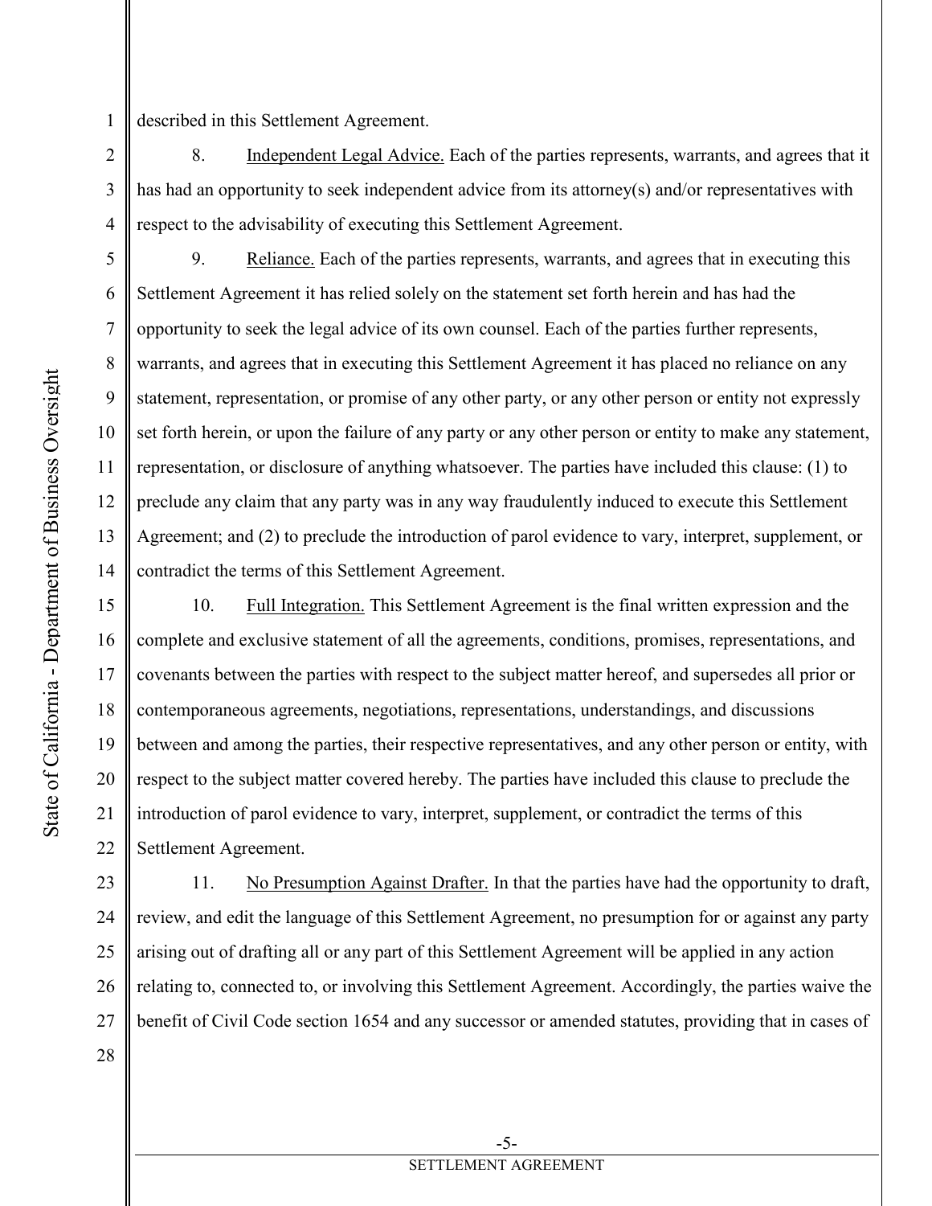described in this Settlement Agreement.

8. Independent Legal Advice. Each of the parties represents, warrants, and agrees that it has had an opportunity to seek independent advice from its attorney(s) and/or representatives with respect to the advisability of executing this Settlement Agreement.

9. Reliance. Each of the parties represents, warrants, and agrees that in executing this Settlement Agreement it has relied solely on the statement set forth herein and has had the opportunity to seek the legal advice of its own counsel. Each of the parties further represents, warrants, and agrees that in executing this Settlement Agreement it has placed no reliance on any statement, representation, or promise of any other party, or any other person or entity not expressly set forth herein, or upon the failure of any party or any other person or entity to make any statement, representation, or disclosure of anything whatsoever. The parties have included this clause: (1) to preclude any claim that any party was in any way fraudulently induced to execute this Settlement Agreement; and (2) to preclude the introduction of parol evidence to vary, interpret, supplement, or contradict the terms of this Settlement Agreement.

10. Full Integration. This Settlement Agreement is the final written expression and the complete and exclusive statement of all the agreements, conditions, promises, representations, and covenants between the parties with respect to the subject matter hereof, and supersedes all prior or contemporaneous agreements, negotiations, representations, understandings, and discussions between and among the parties, their respective representatives, and any other person or entity, with respect to the subject matter covered hereby. The parties have included this clause to preclude the introduction of parol evidence to vary, interpret, supplement, or contradict the terms of this Settlement Agreement.

11. No Presumption Against Drafter. In that the parties have had the opportunity to draft, review, and edit the language of this Settlement Agreement, no presumption for or against any party arising out of drafting all or any part of this Settlement Agreement will be applied in any action relating to, connected to, or involving this Settlement Agreement. Accordingly, the parties waive the benefit of Civil Code section 1654 and any successor or amended statutes, providing that in cases of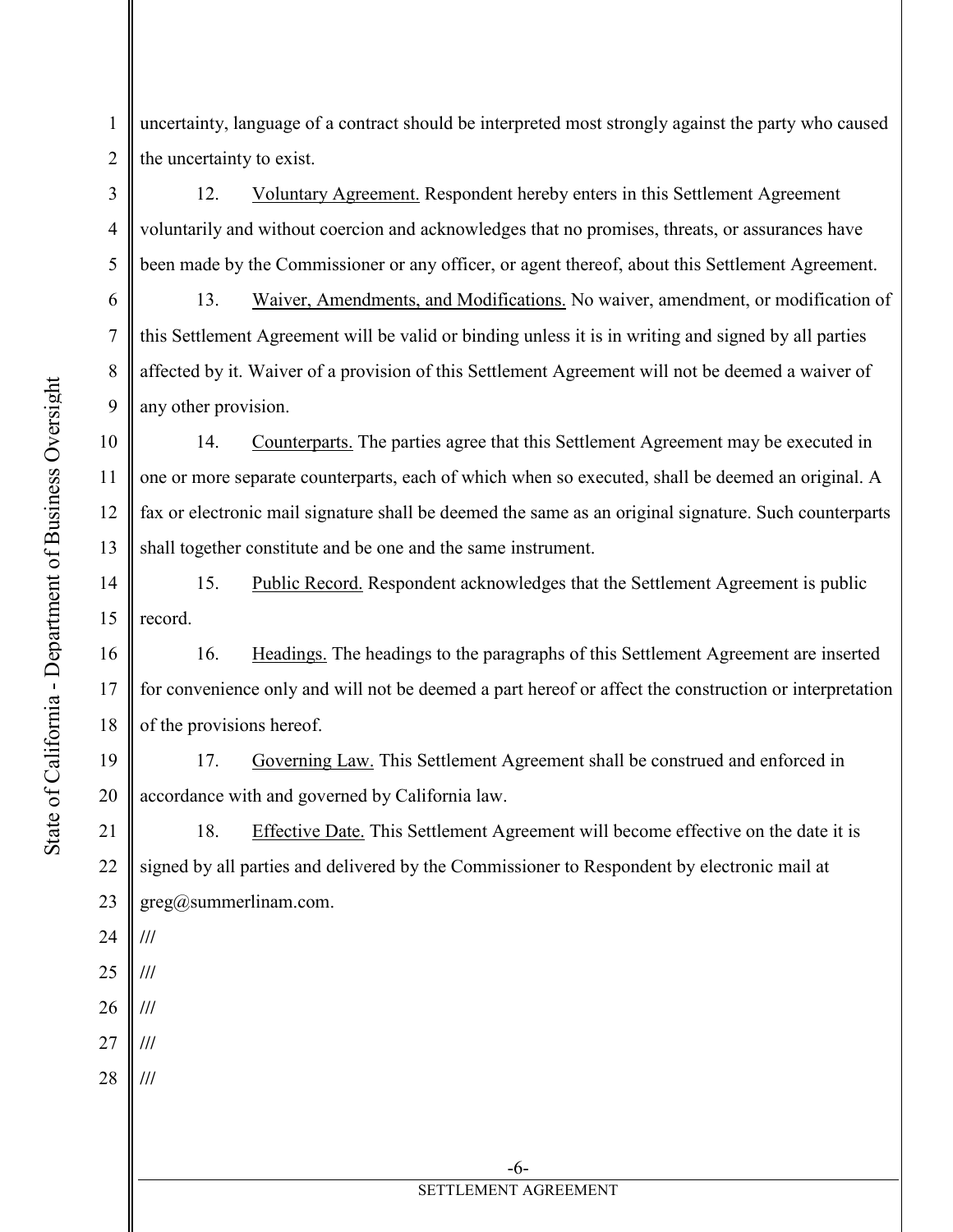uncertainty, language of a contract should be interpreted most strongly against the party who caused the uncertainty to exist.

12. Voluntary Agreement. Respondent hereby enters in this Settlement Agreement voluntarily and without coercion and acknowledges that no promises, threats, or assurances have been made by the Commissioner or any officer, or agent thereof, about this Settlement Agreement.

13. Waiver, Amendments, and Modifications. No waiver, amendment, or modification of this Settlement Agreement will be valid or binding unless it is in writing and signed by all parties affected by it. Waiver of a provision of this Settlement Agreement will not be deemed a waiver of any other provision.

14. Counterparts. The parties agree that this Settlement Agreement may be executed in one or more separate counterparts, each of which when so executed, shall be deemed an original. A fax or electronic mail signature shall be deemed the same as an original signature. Such counterparts shall together constitute and be one and the same instrument.

15. Public Record. Respondent acknowledges that the Settlement Agreement is public record.

16. Headings. The headings to the paragraphs of this Settlement Agreement are inserted for convenience only and will not be deemed a part hereof or affect the construction or interpretation of the provisions hereof.

17. Governing Law. This Settlement Agreement shall be construed and enforced in accordance with and governed by California law.

18. Effective Date. This Settlement Agreement will become effective on the date it is signed by all parties and delivered by the Commissioner to Respondent by electronic mail at greg@summerlinam.com.

///

///

///

///

///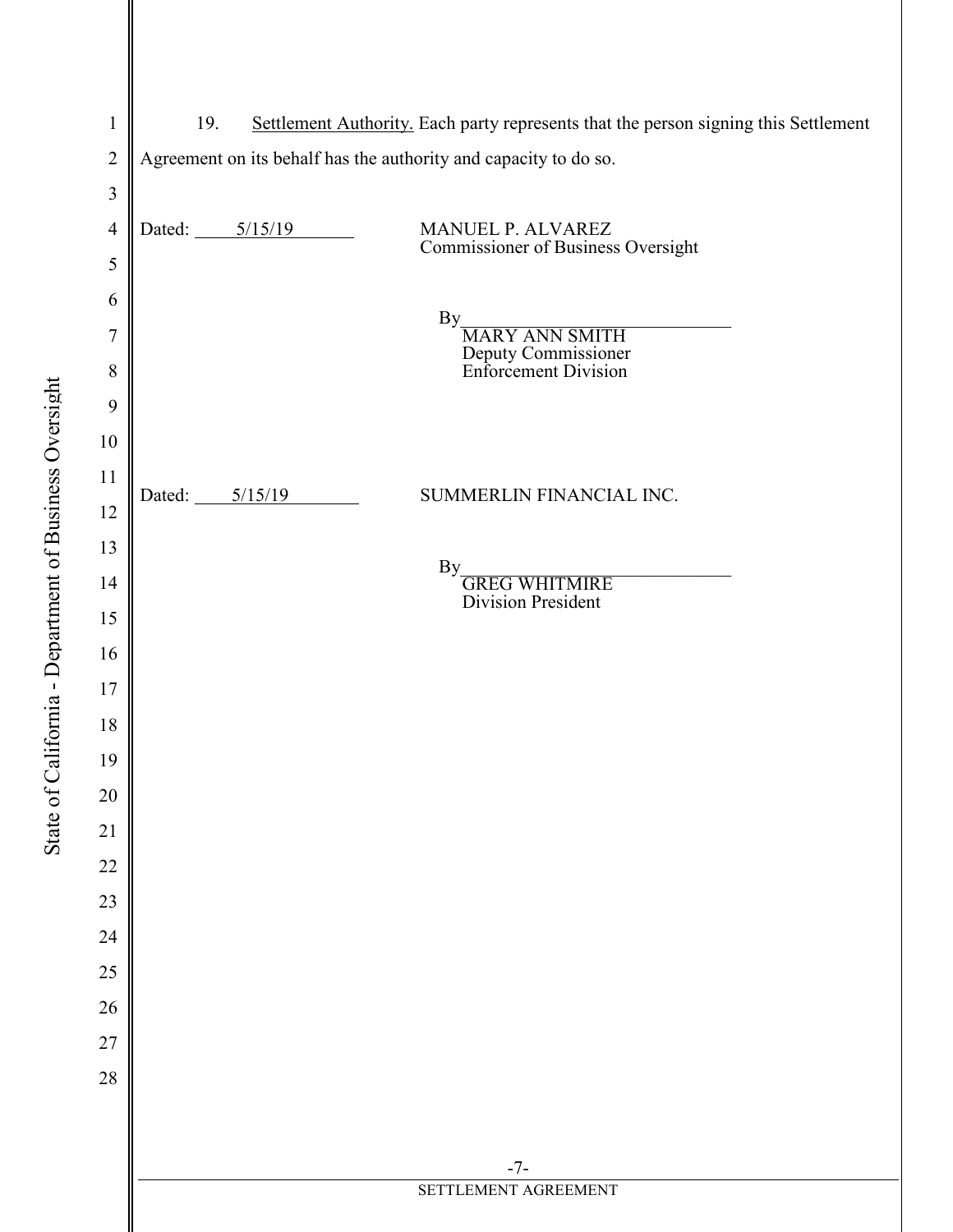19. Settlement Authority. Each party represents that the person signing this Settlement Agreement on its behalf has the authority and capacity to do so.

Dated: 5/15/19

MANUEL P. ALVAREZ
Commissioner of Business Oversight

By\_\_\_\_\_\_\_\_\_\_\_\_\_\_\_\_\_\_\_\_\_\_\_\_\_\_\_\_
MARY ANN SMITH
Deputy Commissioner
Enforcement Division

Dated: 5/15/19

SUMMERLIN FINANCIAL INC.

By\_\_\_\_\_\_\_\_\_\_\_\_\_\_\_\_\_\_\_\_\_\_\_\_\_\_\_\_
GREG WHITMIRE
Division President